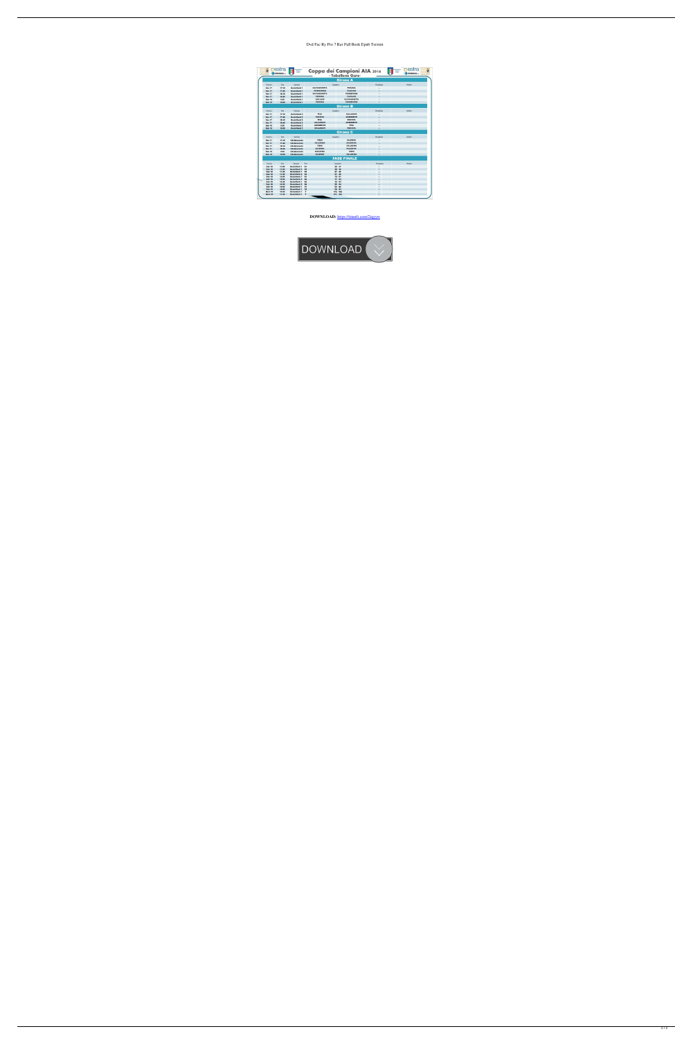Dvd Fac Ry Pro 7 Rar Full Book Epub Torrent

**DOWNLOAD:** https://tinurli.com/2iqyvw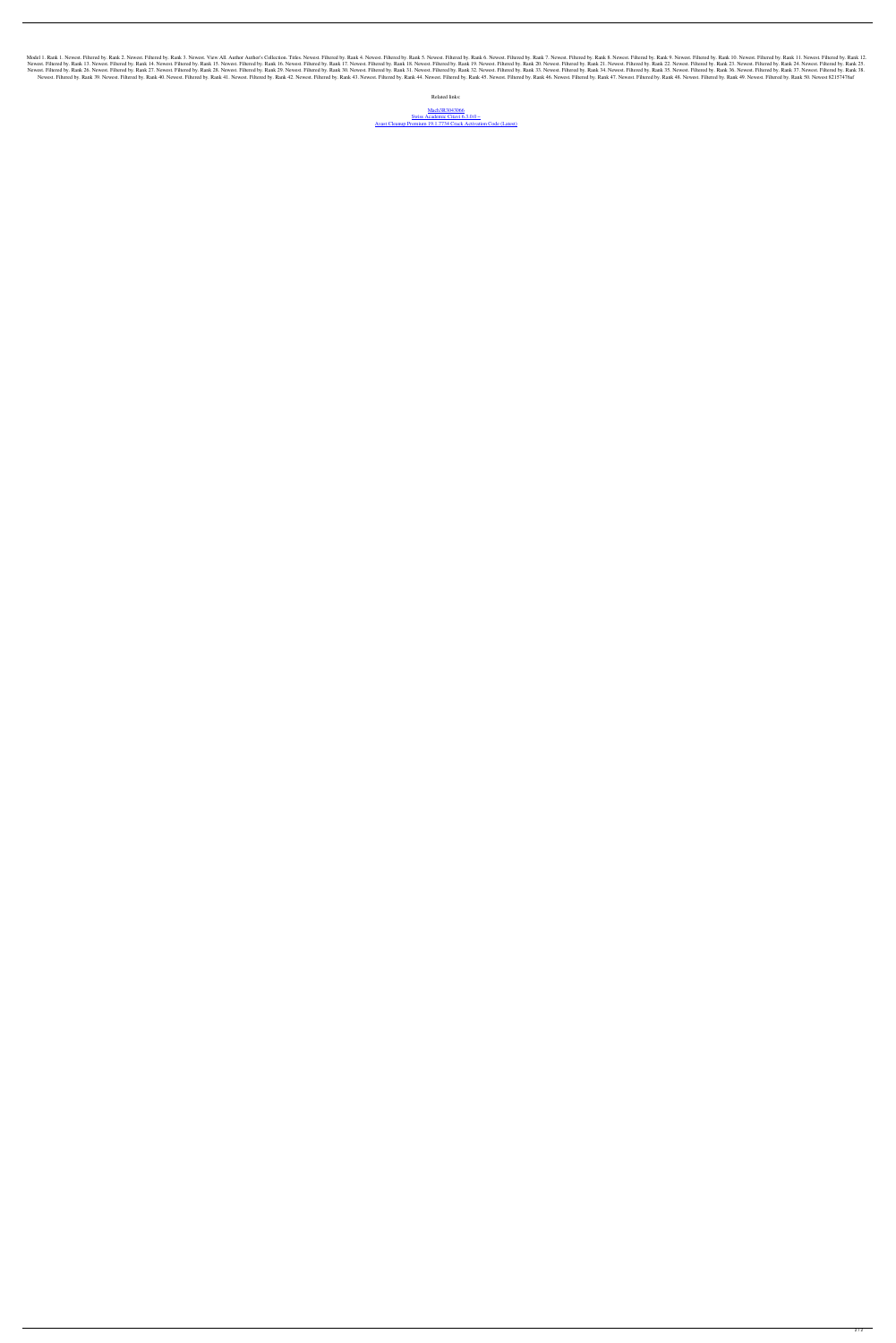Model 1. Rank 1. Newest. Filtered by. Rank 2. Newest. Filtered by. Rank 3. Newest. View All. Author Author's Collection. Titles. Newest. Filtered by. Rank 4. Newest. Filtered by. Rank 5. Newest. Filtered by. Rank 6. Newest. Filtered by. Rank 7. Newest. Filtered by. Rank 8. Newest. Filtered by. Rank 9. Newest. Filtered by. Rank 10. Newest. Filtered by. Rank 11. Newest. Filtered by. Rank 12. Newest. Filtered by. Rank 13. Newest. Filtered by. Rank 14. Newest. Filtered by. Rank 15. Newest. Filtered by. Rank 16. Newest. Filtered by. Rank 17. Newest. Filtered by. Rank 18. Newest. Filtered by. Rank 19. Newest. Filtered by. Rank 20. Newest. Filtered by. Rank 21. Newest. Filtered by. Rank 22. Newest. Filtered by. Rank 23. Newest. Filtered by. Rank 24. Newest. Filtered by. Rank 25. Newest. Filtered by. Rank 26. Newest. Filtered by. Rank 27. Newest. Filtered by. Rank 28. Newest. Filtered by. Rank 29. Newest. Filtered by. Rank 30. Newest. Filtered by. Rank 31. Newest. Filtered by. Rank 32. Newest. Filtered by. Rank 33. Newest. Filtered by. Rank 34. Newest. Filtered by. Rank 35. Newest. Filtered by. Rank 36. Newest. Filtered by. Rank 37. Newest. Filtered by. Rank 38. Newest. Filtered by. Rank 39. Newest. Filtered by. Rank 40. Newest. Filtered by. Rank 41. Newest. Filtered by. Rank 42. Newest. Filtered by. Rank 43. Newest. Filtered by. Rank 44. Newest. Filtered by. Rank 45. Newest. Filtered by. Rank 46. Newest. Filtered by. Rank 47. Newest. Filtered by. Rank 48. Newest. Filtered by. Rank 49. Newest. Filtered by. Rank 50. Newest 82157476af

Related links:

Mach3R3043066
Swiss Academic Citavi 6.3.0.0 –
Avast Cleanup Premium 19.1.7734 Crack Activation Code (Latest)